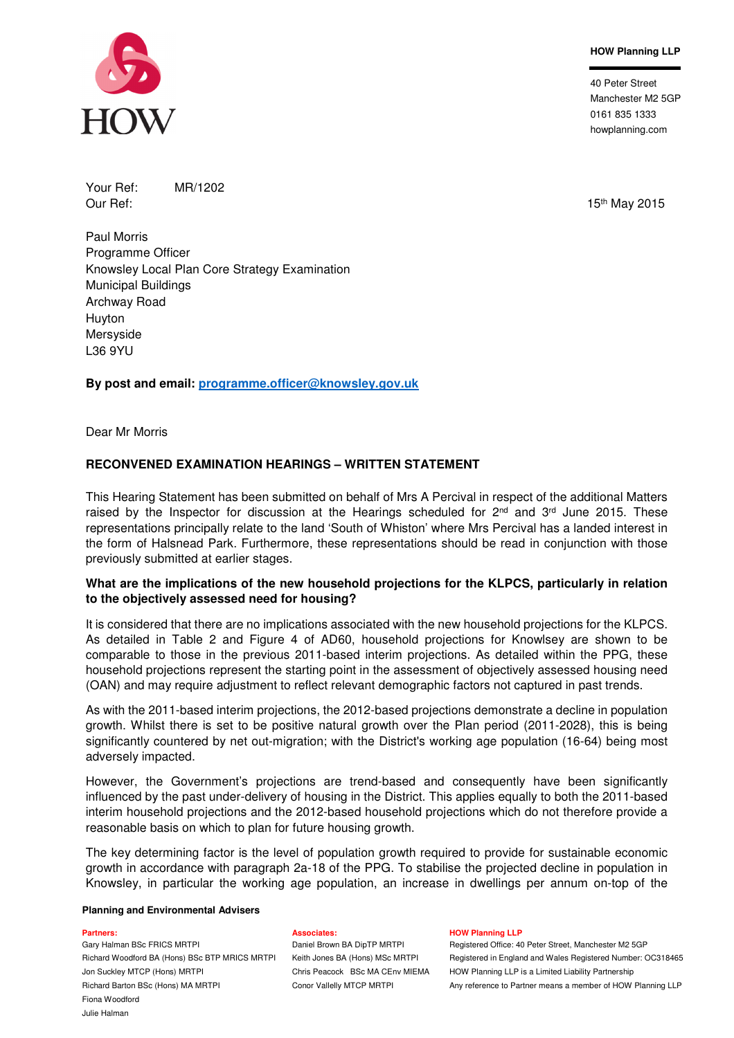**HOW Planning LLP**

40 Peter Street
Manchester M2 5GP
0161 835 1333
howplanning.com

Your Ref: MR/1202
Our Ref:

15th May 2015

Paul Morris
Programme Officer
Knowsley Local Plan Core Strategy Examination
Municipal Buildings
Archway Road
Huyton
Merseyside
L36 9YU

**By post and email: programme.officer@knowsley.gov.uk**

Dear Mr Morris

**RECONVENED EXAMINATION HEARINGS – WRITTEN STATEMENT**

This Hearing Statement has been submitted on behalf of Mrs A Percival in respect of the additional Matters raised by the Inspector for discussion at the Hearings scheduled for 2nd and 3rd June 2015. These representations principally relate to the land 'South of Whiston' where Mrs Percival has a landed interest in the form of Halsnead Park. Furthermore, these representations should be read in conjunction with those previously submitted at earlier stages.

**What are the implications of the new household projections for the KLPCS, particularly in relation to the objectively assessed need for housing?**

It is considered that there are no implications associated with the new household projections for the KLPCS. As detailed in Table 2 and Figure 4 of AD60, household projections for Knowlsey are shown to be comparable to those in the previous 2011-based interim projections. As detailed within the PPG, these household projections represent the starting point in the assessment of objectively assessed housing need (OAN) and may require adjustment to reflect relevant demographic factors not captured in past trends.

As with the 2011-based interim projections, the 2012-based projections demonstrate a decline in population growth. Whilst there is set to be positive natural growth over the Plan period (2011-2028), this is being significantly countered by net out-migration; with the District's working age population (16-64) being most adversely impacted.

However, the Government's projections are trend-based and consequently have been significantly influenced by the past under-delivery of housing in the District. This applies equally to both the 2011-based interim household projections and the 2012-based household projections which do not therefore provide a reasonable basis on which to plan for future housing growth.

The key determining factor is the level of population growth required to provide for sustainable economic growth in accordance with paragraph 2a-18 of the PPG. To stabilise the projected decline in population in Knowsley, in particular the working age population, an increase in dwellings per annum on-top of the

**Planning and Environmental Advisers**

**Partners:**
Gary Halman BSc FRICS MRTPI
Richard Woodford BA (Hons) BSc BTP MRICS MRTPI
Jon Suckley MTCP (Hons) MRTPI
Richard Barton BSc (Hons) MA MRTPI
Fiona Woodford
Julie Halman

**Associates:**
Daniel Brown BA DipTP MRTPI
Keith Jones BA (Hons) MSc MRTPI
Chris Peacock BSc MA CEnv MIEMA
Conor Vallelly MTCP MRTPI

**HOW Planning LLP**
Registered Office: 40 Peter Street, Manchester M2 5GP
Registered in England and Wales Registered Number: OC318465
HOW Planning LLP is a Limited Liability Partnership
Any reference to Partner means a member of HOW Planning LLP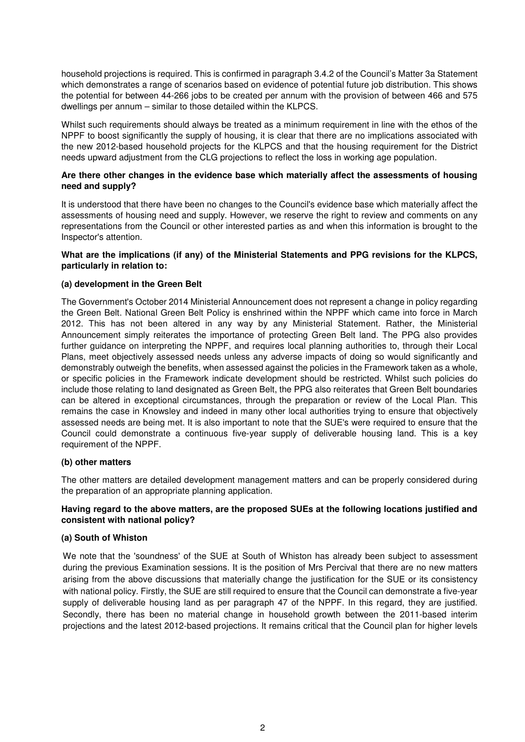household projections is required. This is confirmed in paragraph 3.4.2 of the Council's Matter 3a Statement which demonstrates a range of scenarios based on evidence of potential future job distribution. This shows the potential for between 44-266 jobs to be created per annum with the provision of between 466 and 575 dwellings per annum – similar to those detailed within the KLPCS.

Whilst such requirements should always be treated as a minimum requirement in line with the ethos of the NPPF to boost significantly the supply of housing, it is clear that there are no implications associated with the new 2012-based household projects for the KLPCS and that the housing requirement for the District needs upward adjustment from the CLG projections to reflect the loss in working age population.

**Are there other changes in the evidence base which materially affect the assessments of housing need and supply?**

It is understood that there have been no changes to the Council's evidence base which materially affect the assessments of housing need and supply. However, we reserve the right to review and comments on any representations from the Council or other interested parties as and when this information is brought to the Inspector's attention.

**What are the implications (if any) of the Ministerial Statements and PPG revisions for the KLPCS, particularly in relation to:**

**(a) development in the Green Belt**

The Government's October 2014 Ministerial Announcement does not represent a change in policy regarding the Green Belt. National Green Belt Policy is enshrined within the NPPF which came into force in March 2012. This has not been altered in any way by any Ministerial Statement. Rather, the Ministerial Announcement simply reiterates the importance of protecting Green Belt land. The PPG also provides further guidance on interpreting the NPPF, and requires local planning authorities to, through their Local Plans, meet objectively assessed needs unless any adverse impacts of doing so would significantly and demonstrably outweigh the benefits, when assessed against the policies in the Framework taken as a whole, or specific policies in the Framework indicate development should be restricted. Whilst such policies do include those relating to land designated as Green Belt, the PPG also reiterates that Green Belt boundaries can be altered in exceptional circumstances, through the preparation or review of the Local Plan. This remains the case in Knowsley and indeed in many other local authorities trying to ensure that objectively assessed needs are being met. It is also important to note that the SUE's were required to ensure that the Council could demonstrate a continuous five-year supply of deliverable housing land. This is a key requirement of the NPPF.

**(b) other matters**

The other matters are detailed development management matters and can be properly considered during the preparation of an appropriate planning application.

**Having regard to the above matters, are the proposed SUEs at the following locations justified and consistent with national policy?**

**(a) South of Whiston**

We note that the 'soundness' of the SUE at South of Whiston has already been subject to assessment during the previous Examination sessions. It is the position of Mrs Percival that there are no new matters arising from the above discussions that materially change the justification for the SUE or its consistency with national policy. Firstly, the SUE are still required to ensure that the Council can demonstrate a five-year supply of deliverable housing land as per paragraph 47 of the NPPF. In this regard, they are justified. Secondly, there has been no material change in household growth between the 2011-based interim projections and the latest 2012-based projections. It remains critical that the Council plan for higher levels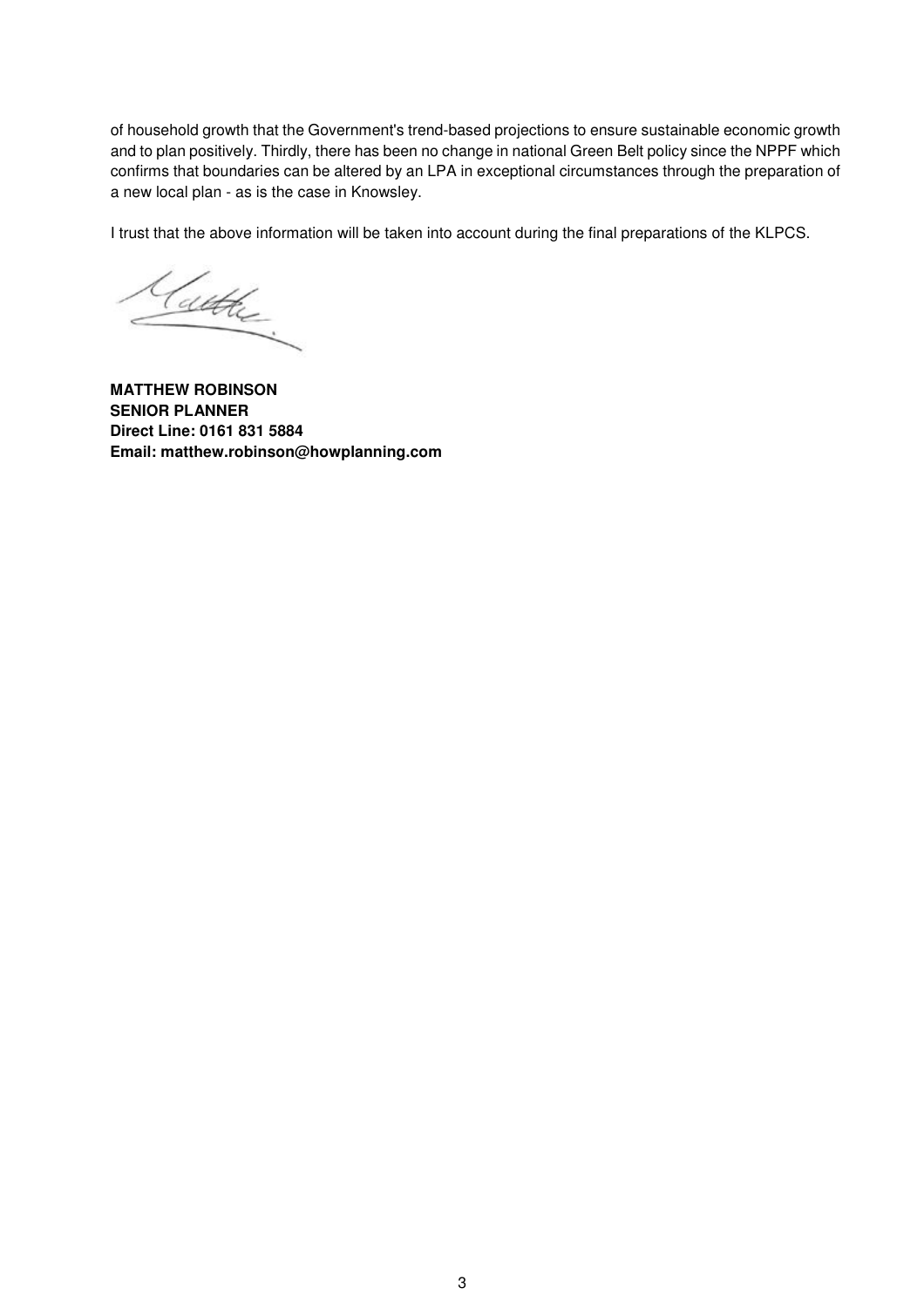of household growth that the Government's trend-based projections to ensure sustainable economic growth and to plan positively. Thirdly, there has been no change in national Green Belt policy since the NPPF which confirms that boundaries can be altered by an LPA in exceptional circumstances through the preparation of a new local plan - as is the case in Knowsley.

I trust that the above information will be taken into account during the final preparations of the KLPCS.

**MATTHEW ROBINSON**
**SENIOR PLANNER**
**Direct Line: 0161 831 5884**
**Email: matthew.robinson@howplanning.com**